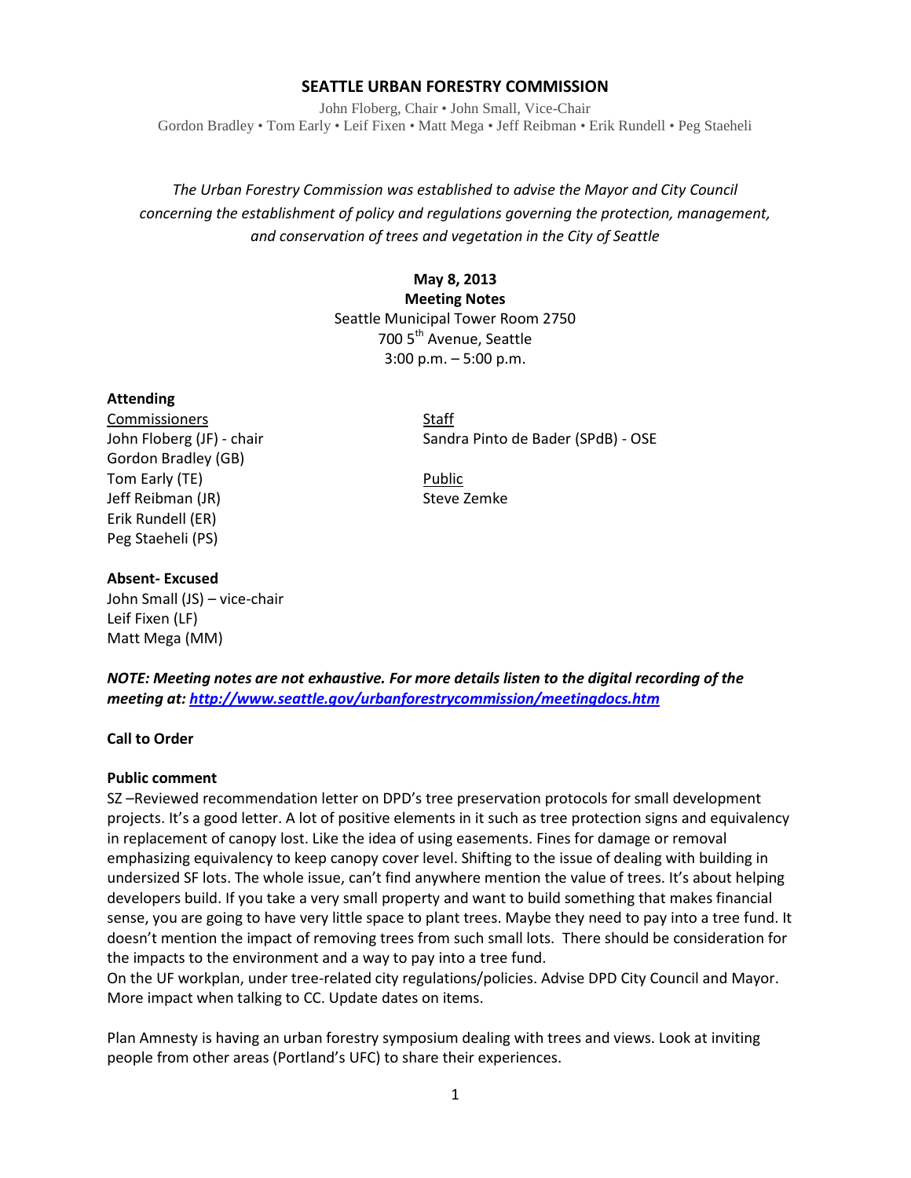# SEATTLE URBAN FORESTRY COMMISSION

John Floberg, Chair • John Small, Vice-Chair
Gordon Bradley • Tom Early • Leif Fixen • Matt Mega • Jeff Reibman • Erik Rundell • Peg Staeheli

*The Urban Forestry Commission was established to advise the Mayor and City Council concerning the establishment of policy and regulations governing the protection, management, and conservation of trees and vegetation in the City of Seattle*

**May 8, 2013**
**Meeting Notes**
Seattle Municipal Tower Room 2750
700 5th Avenue, Seattle
3:00 p.m. – 5:00 p.m.

**Attending**

Commissioners
John Floberg (JF) - chair
Gordon Bradley (GB)
Tom Early (TE)
Jeff Reibman (JR)
Erik Rundell (ER)
Peg Staeheli (PS)

Staff
Sandra Pinto de Bader (SPdB) - OSE

Public
Steve Zemke

**Absent- Excused**
John Small (JS) – vice-chair
Leif Fixen (LF)
Matt Mega (MM)

***NOTE: Meeting notes are not exhaustive. For more details listen to the digital recording of the meeting at: http://www.seattle.gov/urbanforestrycommission/meetingdocs.htm***

**Call to Order**

**Public comment**

SZ –Reviewed recommendation letter on DPD's tree preservation protocols for small development projects. It's a good letter. A lot of positive elements in it such as tree protection signs and equivalency in replacement of canopy lost. Like the idea of using easements. Fines for damage or removal emphasizing equivalency to keep canopy cover level. Shifting to the issue of dealing with building in undersized SF lots. The whole issue, can't find anywhere mention the value of trees. It's about helping developers build. If you take a very small property and want to build something that makes financial sense, you are going to have very little space to plant trees. Maybe they need to pay into a tree fund. It doesn't mention the impact of removing trees from such small lots. There should be consideration for the impacts to the environment and a way to pay into a tree fund.
On the UF workplan, under tree-related city regulations/policies. Advise DPD City Council and Mayor. More impact when talking to CC. Update dates on items.

Plan Amnesty is having an urban forestry symposium dealing with trees and views. Look at inviting people from other areas (Portland's UFC) to share their experiences.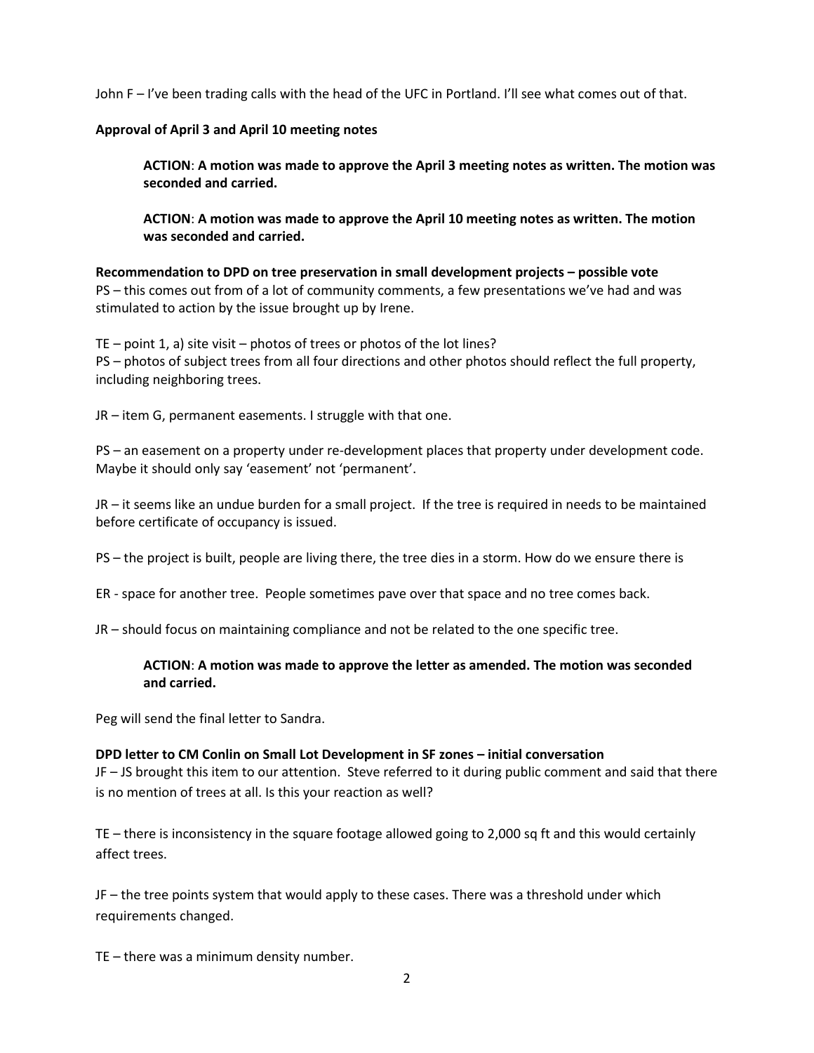John F – I've been trading calls with the head of the UFC in Portland. I'll see what comes out of that.

**Approval of April 3 and April 10 meeting notes**

> **ACTION**: **A motion was made to approve the April 3 meeting notes as written. The motion was seconded and carried.**
>
> **ACTION**: **A motion was made to approve the April 10 meeting notes as written. The motion was seconded and carried.**

**Recommendation to DPD on tree preservation in small development projects – possible vote**
PS – this comes out from of a lot of community comments, a few presentations we've had and was stimulated to action by the issue brought up by Irene.

TE – point 1, a) site visit – photos of trees or photos of the lot lines?
PS – photos of subject trees from all four directions and other photos should reflect the full property, including neighboring trees.

JR – item G, permanent easements. I struggle with that one.

PS – an easement on a property under re-development places that property under development code. Maybe it should only say 'easement' not 'permanent'.

JR – it seems like an undue burden for a small project. If the tree is required in needs to be maintained before certificate of occupancy is issued.

PS – the project is built, people are living there, the tree dies in a storm. How do we ensure there is

ER - space for another tree. People sometimes pave over that space and no tree comes back.

JR – should focus on maintaining compliance and not be related to the one specific tree.

> **ACTION**: **A motion was made to approve the letter as amended. The motion was seconded and carried.**

Peg will send the final letter to Sandra.

**DPD letter to CM Conlin on Small Lot Development in SF zones – initial conversation**
JF – JS brought this item to our attention. Steve referred to it during public comment and said that there is no mention of trees at all. Is this your reaction as well?

TE – there is inconsistency in the square footage allowed going to 2,000 sq ft and this would certainly affect trees.

JF – the tree points system that would apply to these cases. There was a threshold under which requirements changed.

TE – there was a minimum density number.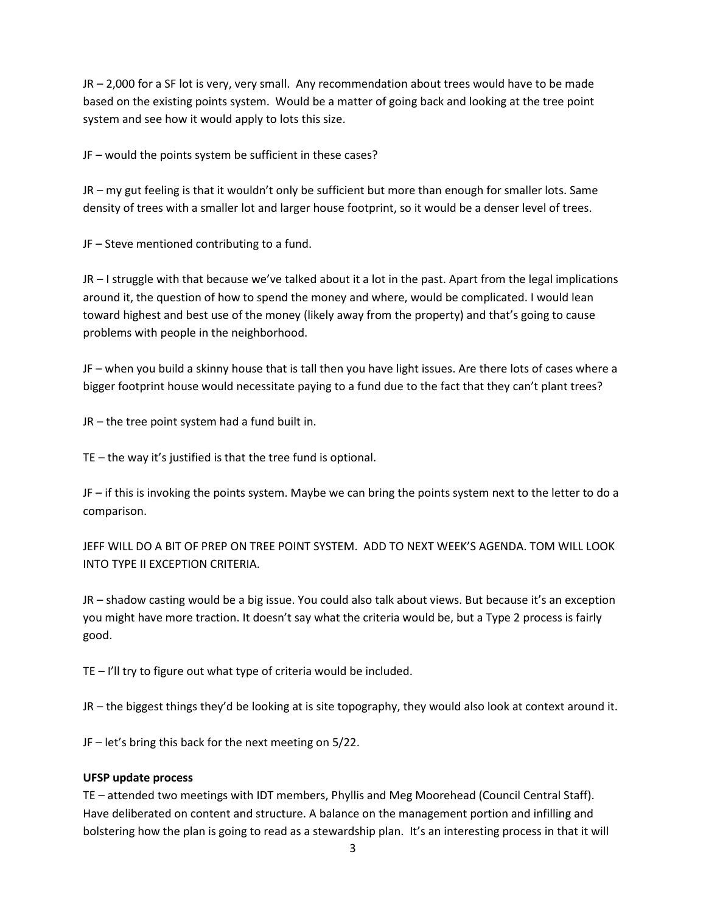JR – 2,000 for a SF lot is very, very small. Any recommendation about trees would have to be made based on the existing points system. Would be a matter of going back and looking at the tree point system and see how it would apply to lots this size.

JF – would the points system be sufficient in these cases?

JR – my gut feeling is that it wouldn't only be sufficient but more than enough for smaller lots. Same density of trees with a smaller lot and larger house footprint, so it would be a denser level of trees.

JF – Steve mentioned contributing to a fund.

JR – I struggle with that because we've talked about it a lot in the past. Apart from the legal implications around it, the question of how to spend the money and where, would be complicated. I would lean toward highest and best use of the money (likely away from the property) and that's going to cause problems with people in the neighborhood.

JF – when you build a skinny house that is tall then you have light issues. Are there lots of cases where a bigger footprint house would necessitate paying to a fund due to the fact that they can't plant trees?

JR – the tree point system had a fund built in.

TE – the way it's justified is that the tree fund is optional.

JF – if this is invoking the points system. Maybe we can bring the points system next to the letter to do a comparison.

JEFF WILL DO A BIT OF PREP ON TREE POINT SYSTEM. ADD TO NEXT WEEK'S AGENDA. TOM WILL LOOK INTO TYPE II EXCEPTION CRITERIA.

JR – shadow casting would be a big issue. You could also talk about views. But because it's an exception you might have more traction. It doesn't say what the criteria would be, but a Type 2 process is fairly good.

TE – I'll try to figure out what type of criteria would be included.

JR – the biggest things they'd be looking at is site topography, they would also look at context around it.

JF – let's bring this back for the next meeting on 5/22.

**UFSP update process**

TE – attended two meetings with IDT members, Phyllis and Meg Moorehead (Council Central Staff). Have deliberated on content and structure. A balance on the management portion and infilling and bolstering how the plan is going to read as a stewardship plan. It's an interesting process in that it will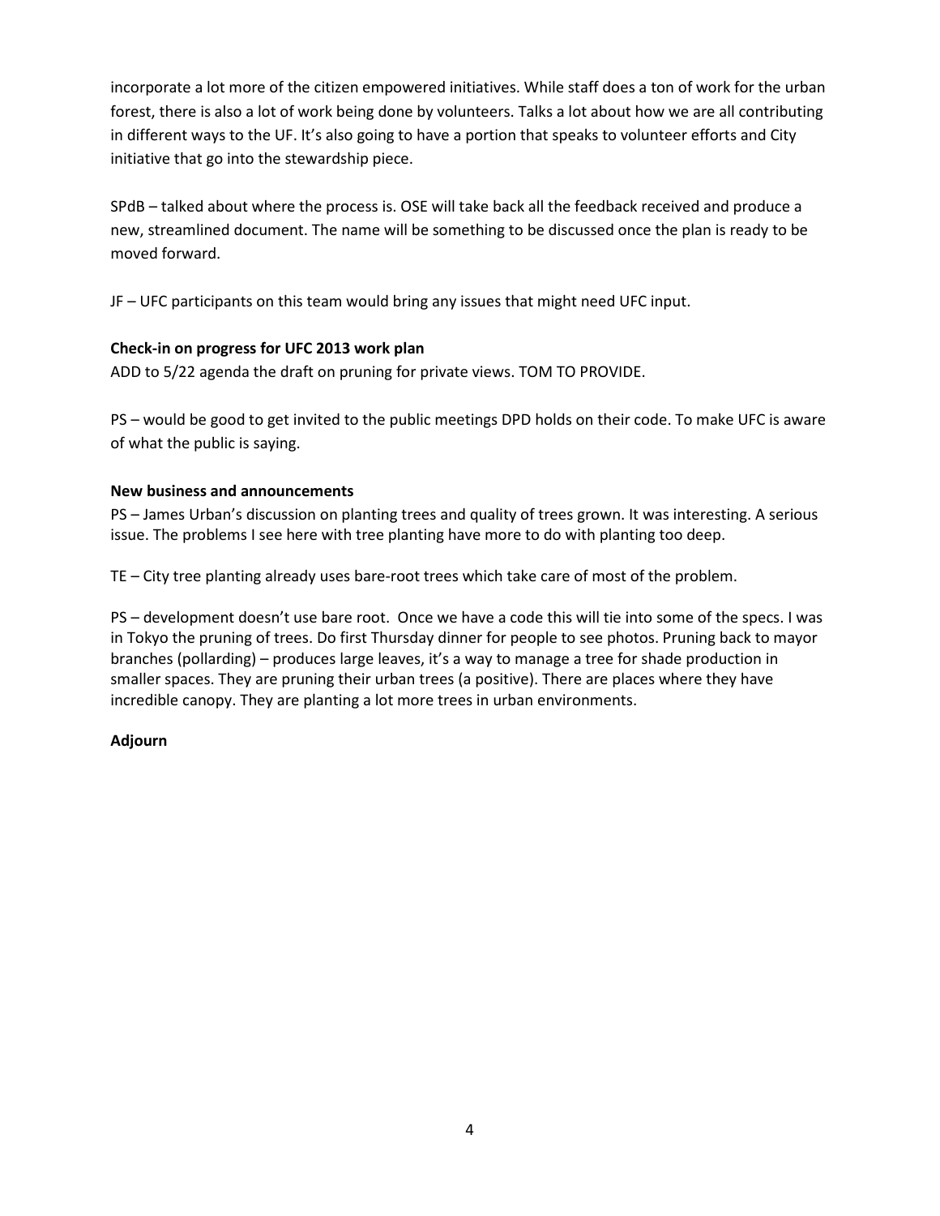incorporate a lot more of the citizen empowered initiatives. While staff does a ton of work for the urban forest, there is also a lot of work being done by volunteers. Talks a lot about how we are all contributing in different ways to the UF. It's also going to have a portion that speaks to volunteer efforts and City initiative that go into the stewardship piece.

SPdB – talked about where the process is. OSE will take back all the feedback received and produce a new, streamlined document. The name will be something to be discussed once the plan is ready to be moved forward.

JF – UFC participants on this team would bring any issues that might need UFC input.

**Check-in on progress for UFC 2013 work plan**

ADD to 5/22 agenda the draft on pruning for private views. TOM TO PROVIDE.

PS – would be good to get invited to the public meetings DPD holds on their code. To make UFC is aware of what the public is saying.

**New business and announcements**

PS – James Urban's discussion on planting trees and quality of trees grown. It was interesting. A serious issue. The problems I see here with tree planting have more to do with planting too deep.

TE – City tree planting already uses bare-root trees which take care of most of the problem.

PS – development doesn't use bare root. Once we have a code this will tie into some of the specs. I was in Tokyo the pruning of trees. Do first Thursday dinner for people to see photos. Pruning back to mayor branches (pollarding) – produces large leaves, it's a way to manage a tree for shade production in smaller spaces. They are pruning their urban trees (a positive). There are places where they have incredible canopy. They are planting a lot more trees in urban environments.

**Adjourn**